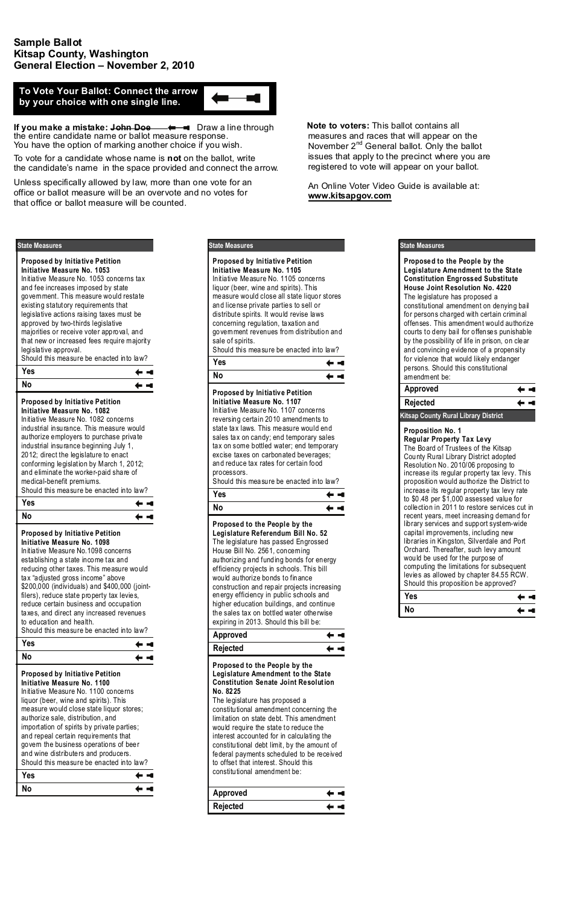# Sample Ballot
# Kitsap County, Washington
# General Election – November 2, 2010

**To Vote Your Ballot: Connect the arrow by your choice with one single line.**

**If you make a mistake:** ~~**John Doe**~~ Draw a line through the entire candidate name or ballot measure response. You have the option of marking another choice if you wish.

To vote for a candidate whose name is **not** on the ballot, write the candidate's name in the space provided and connect the arrow.

Unless specifically allowed by law, more than one vote for an office or ballot measure will be an overvote and no votes for that office or ballot measure will be counted.

**Note to voters:** This ballot contains all measures and races that will appear on the November 2[nd] General ballot. Only the ballot issues that apply to the precinct where you are registered to vote will appear on your ballot.

An Online Voter Video Guide is available at: **www.kitsapgov.com**

## State Measures

**Proposed by Initiative Petition**
**Initiative Measure No. 1053**

Initiative Measure No. 1053 concerns tax and fee increases imposed by state government. This measure would restate existing statutory requirements that legislative actions raising taxes must be approved by two-thirds legislative majorities or receive voter approval, and that new or increased fees require majority legislative approval.
Should this measure be enacted into law?

- Yes
- No

**Proposed by Initiative Petition**
**Initiative Measure No. 1082**

Initiative Measure No. 1082 concerns industrial insurance. This measure would authorize employers to purchase private industrial insurance beginning July 1, 2012; direct the legislature to enact conforming legislation by March 1, 2012; and eliminate the worker-paid share of medical-benefit premiums.
Should this measure be enacted into law?

- Yes
- No

**Proposed by Initiative Petition**
**Initiative Measure No. 1098**

Initiative Measure No.1098 concerns establishing a state income tax and reducing other taxes. This measure would tax "adjusted gross income" above $200,000 (individuals) and $400,000 (joint-filers), reduce state property tax levies, reduce certain business and occupation taxes, and direct any increased revenues to education and health.
Should this measure be enacted into law?

- Yes
- No

**Proposed by Initiative Petition**
**Initiative Measure No. 1100**

Initiative Measure No. 1100 concerns liquor (beer, wine and spirits). This measure would close state liquor stores; authorize sale, distribution, and importation of spirits by private parties; and repeal certain requirements that govern the business operations of beer and wine distributers and producers.
Should this measure be enacted into law?

- Yes
- No

## State Measures

**Proposed by Initiative Petition**
**Initiative Measure No. 1105**

Initiative Measure No. 1105 concerns liquor (beer, wine and spirits). This measure would close all state liquor stores and license private parties to sell or distribute spirits. It would revise laws concerning regulation, taxation and government revenues from distribution and sale of spirits.
Should this measure be enacted into law?

- Yes
- No

**Proposed by Initiative Petition**
**Initiative Measure No. 1107**

Initiative Measure No. 1107 concerns reversing certain 2010 amendments to state tax laws. This measure would end sales tax on candy; end temporary sales tax on some bottled water; end temporary excise taxes on carbonated beverages; and reduce tax rates for certain food processors.
Should this measure be enacted into law?

- Yes
- No

**Proposed to the People by the Legislature Referendum Bill No. 52**

The legislature has passed Engrossed House Bill No. 2561, concerning authorizing and funding bonds for energy efficiency projects in schools. This bill would authorize bonds to finance construction and repair projects increasing energy efficiency in public schools and higher education buildings, and continue the sales tax on bottled water otherwise expiring in 2013. Should this bill be:

- Approved
- Rejected

**Proposed to the People by the Legislature Amendment to the State Constitution Senate Joint Resolution No. 8225**

The legislature has proposed a constitutional amendment concerning the limitation on state debt. This amendment would require the state to reduce the interest accounted for in calculating the constitutional debt limit, by the amount of federal payments scheduled to be received to offset that interest. Should this constitutional amendment be:

- Approved
- Rejected

## State Measures

**Proposed to the People by the Legislature Amendment to the State Constitution Engrossed Substitute House Joint Resolution No. 4220**

The legislature has proposed a constitutional amendment on denying bail for persons charged with certain criminal offenses. This amendment would authorize courts to deny bail for offenses punishable by the possibility of life in prison, on clear and convincing evidence of a propensity for violence that would likely endanger persons. Should this constitutional amendment be:

- Approved
- Rejected

## Kitsap County Rural Library District

**Proposition No. 1**
**Regular Property Tax Levy**

The Board of Trustees of the Kitsap County Rural Library District adopted Resolution No. 2010/06 proposing to increase its regular property tax levy. This proposition would authorize the District to increase its regular property tax levy rate to $0.48 per $1,000 assessed value for collection in 2011 to restore services cut in recent years, meet increasing demand for library services and support system-wide capital improvements, including new libraries in Kingston, Silverdale and Port Orchard. Thereafter, such levy amount would be used for the purpose of computing the limitations for subsequent levies as allowed by chapter 84.55 RCW.
Should this proposition be approved?

- Yes
- No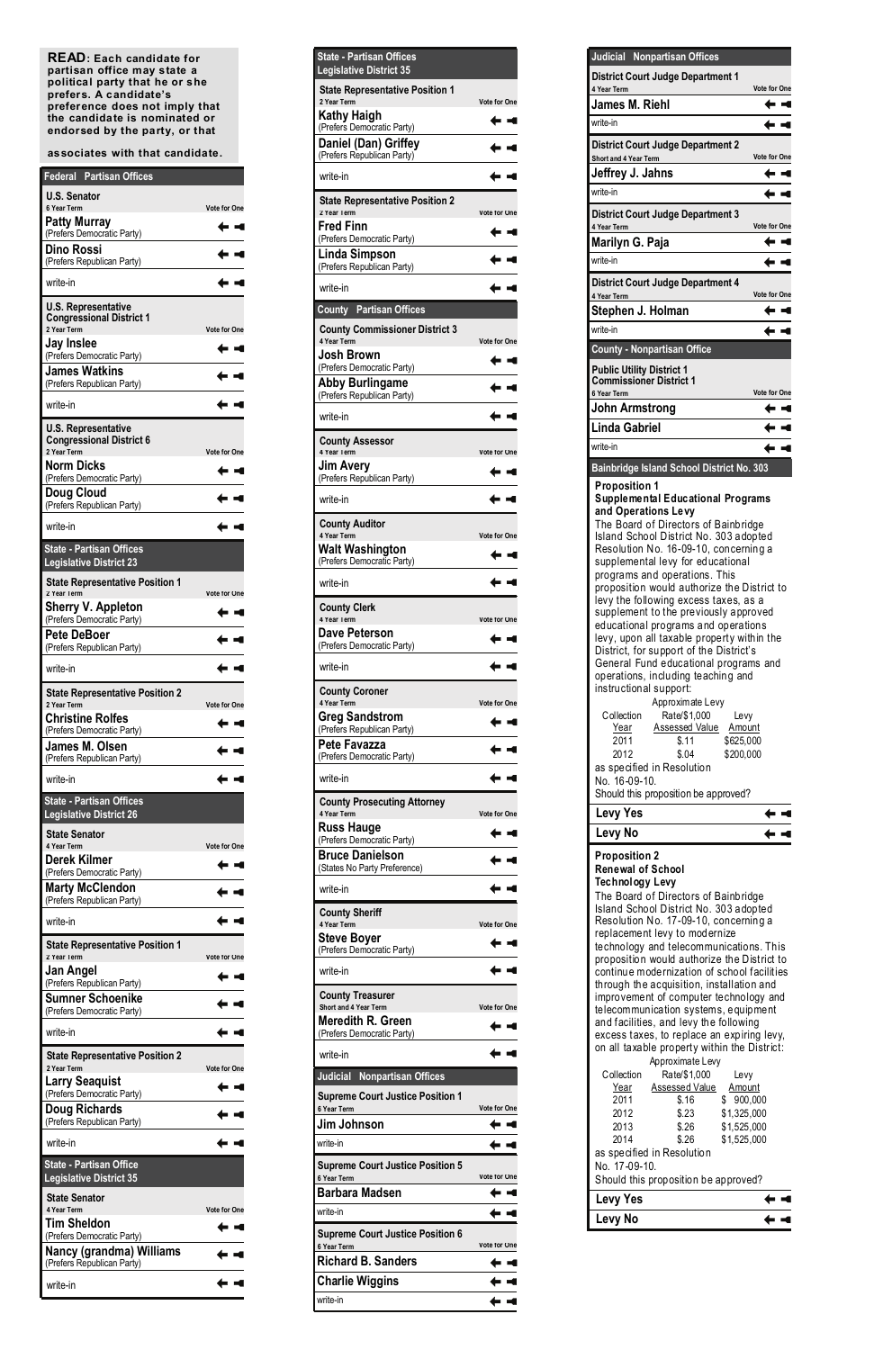**READ: Each candidate for partisan office may state a political party that he or she prefers. A candidate's preference does not imply that the candidate is nominated or endorsed by the party, or that the party approves of or associates with that candidate.**

## Federal Partisan Offices

**U.S. Senator**
6 Year Term — Vote for One

- Patty Murray (Prefers Democratic Party)
- Dino Rossi (Prefers Republican Party)
- write-in

**U.S. Representative Congressional District 1**
2 Year Term — Vote for One

- Jay Inslee (Prefers Democratic Party)
- James Watkins (Prefers Republican Party)
- write-in

**U.S. Representative Congressional District 6**
2 Year Term — Vote for One

- Norm Dicks (Prefers Democratic Party)
- Doug Cloud (Prefers Republican Party)
- write-in

## State - Partisan Offices Legislative District 23

**State Representative Position 1**
2 Year Term — Vote for One

- Sherry V. Appleton (Prefers Democratic Party)
- Pete DeBoer (Prefers Republican Party)
- write-in

**State Representative Position 2**
2 Year Term — Vote for One

- Christine Rolfes (Prefers Democratic Party)
- James M. Olsen (Prefers Republican Party)
- write-in

## State - Partisan Offices Legislative District 26

**State Senator**
4 Year Term — Vote for One

- Derek Kilmer (Prefers Democratic Party)
- Marty McClendon (Prefers Republican Party)
- write-in

**State Representative Position 1**
2 Year Term — Vote for One

- Jan Angel (Prefers Republican Party)
- Sumner Schoenike (Prefers Democratic Party)
- write-in

**State Representative Position 2**
2 Year Term — Vote for One

- Larry Seaquist (Prefers Democratic Party)
- Doug Richards (Prefers Republican Party)
- write-in

## State - Partisan Office Legislative District 35

**State Senator**
4 Year Term — Vote for One

- Tim Sheldon (Prefers Democratic Party)
- Nancy (grandma) Williams (Prefers Republican Party)
- write-in

## State - Partisan Offices Legislative District 35

**State Representative Position 1**
2 Year Term — Vote for One

- Kathy Haigh (Prefers Democratic Party)
- Daniel (Dan) Griffey (Prefers Republican Party)
- write-in

**State Representative Position 2**
2 Year Term — Vote for One

- Fred Finn (Prefers Democratic Party)
- Linda Simpson (Prefers Republican Party)
- write-in

## County Partisan Offices

**County Commissioner District 3**
4 Year Term — Vote for One

- Josh Brown (Prefers Democratic Party)
- Abby Burlingame (Prefers Republican Party)
- write-in

**County Assessor**
4 Year Term — Vote for One

- Jim Avery (Prefers Republican Party)
- write-in

**County Auditor**
4 Year Term — Vote for One

- Walt Washington (Prefers Democratic Party)
- write-in

**County Clerk**
4 Year Term — Vote for One

- Dave Peterson (Prefers Democratic Party)
- write-in

**County Coroner**
4 Year Term — Vote for One

- Greg Sandstrom (Prefers Republican Party)
- Pete Favazza (Prefers Democratic Party)
- write-in

**County Prosecuting Attorney**
4 Year Term — Vote for One

- Russ Hauge (Prefers Democratic Party)
- Bruce Danielson (States No Party Preference)
- write-in

**County Sheriff**
4 Year Term — Vote for One

- Steve Boyer (Prefers Democratic Party)
- write-in

**County Treasurer**
Short and 4 Year Term — Vote for One

- Meredith R. Green (Prefers Democratic Party)
- write-in

## Judicial Nonpartisan Offices

**Supreme Court Justice Position 1**
6 Year Term — Vote for One

- Jim Johnson
- write-in

**Supreme Court Justice Position 5**
6 Year Term — Vote for One

- Barbara Madsen
- write-in

**Supreme Court Justice Position 6**
6 Year Term — Vote for One

- Richard B. Sanders
- Charlie Wiggins
- write-in

## Judicial Nonpartisan Offices

**District Court Judge Department 1**
4 Year Term — Vote for One

- James M. Riehl
- write-in

**District Court Judge Department 2**
Short and 4 Year Term — Vote for One

- Jeffrey J. Jahns
- write-in

**District Court Judge Department 3**
4 Year Term — Vote for One

- Marilyn G. Paja
- write-in

**District Court Judge Department 4**
4 Year Term — Vote for One

- Stephen J. Holman
- write-in

## County - Nonpartisan Office

**Public Utility District 1 Commissioner District 1**
6 Year Term — Vote for One

- John Armstrong
- Linda Gabriel
- write-in

## Bainbridge Island School District No. 303

**Proposition 1**
**Supplemental Educational Programs and Operations Levy**

The Board of Directors of Bainbridge Island School District No. 303 adopted Resolution No. 16-09-10, concerning a supplemental levy for educational programs and operations. This proposition would authorize the District to levy the following excess taxes, as a supplement to the previously approved educational programs and operations levy, upon all taxable property within the District, for support of the District's General Fund educational programs and operations, including teaching and instructional support:

| Collection Year | Approximate Levy Rate/$1,000 Assessed Value | Levy Amount |
|---|---|---|
| 2011 | $.11 | $625,000 |
| 2012 | $.04 | $200,000 |

as specified in Resolution No. 16-09-10.
Should this proposition be approved?

- Levy Yes
- Levy No

**Proposition 2**
**Renewal of School Technology Levy**

The Board of Directors of Bainbridge Island School District No. 303 adopted Resolution No. 17-09-10, concerning a replacement levy to modernize technology and telecommunications. This proposition would authorize the District to continue modernization of school facilities through the acquisition, installation and improvement of computer technology and telecommunication systems, equipment and facilities, and levy the following excess taxes, to replace an expiring levy, on all taxable property within the District:

| Collection Year | Approximate Levy Rate/$1,000 Assessed Value | Levy Amount |
|---|---|---|
| 2011 | $.16 | $ 900,000 |
| 2012 | $.23 | $1,325,000 |
| 2013 | $.26 | $1,525,000 |
| 2014 | $.26 | $1,525,000 |

as specified in Resolution No. 17-09-10.
Should this proposition be approved?

- Levy Yes
- Levy No